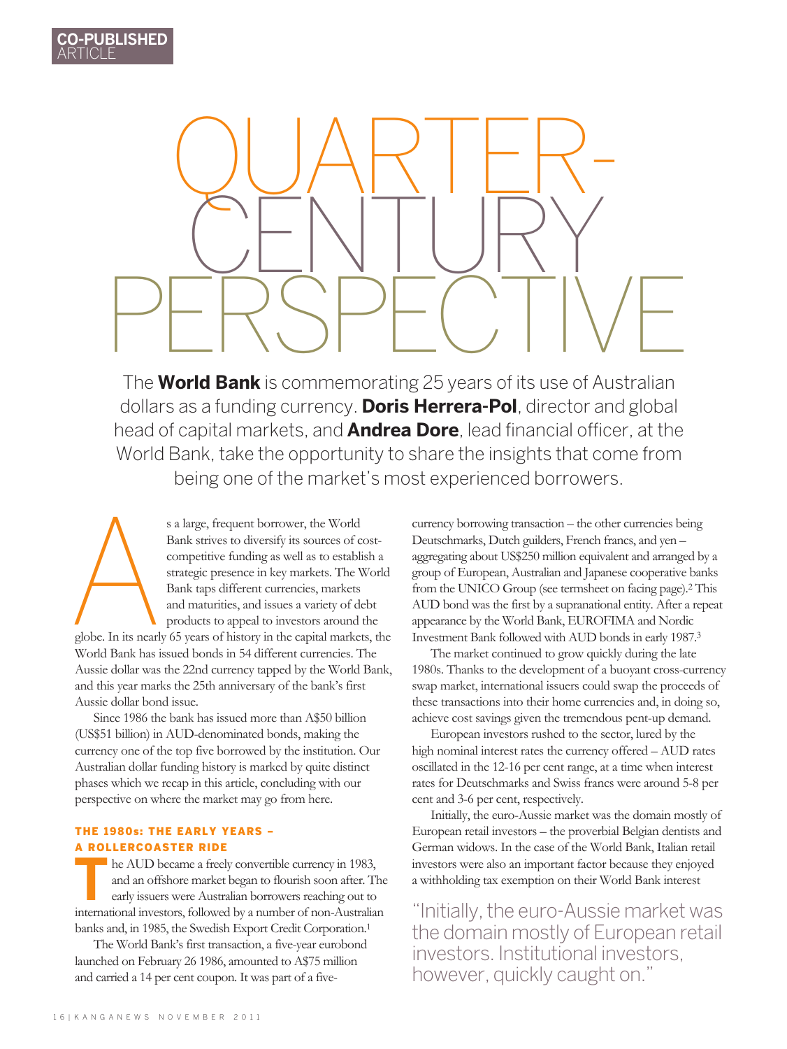CO-PUBLISHED ARTICLE

# QUARTER-CENTURY PERSPECTIVE

The **World Bank** is commemorating 25 years of its use of Australian dollars as a funding currency. **Doris Herrera-Pol**, director and global head of capital markets, and **Andrea Dore**, lead financial officer, at the World Bank, take the opportunity to share the insights that come from being one of the market's most experienced borrowers.

As a large, frequent borrower, the World Bank strives to diversify its sources of cost-competitive funding as well as to establish a strategic presence in key markets. The World Bank taps different currencies, markets and maturities, and issues a variety of debt products to appeal to investors around the globe. In its nearly 65 years of history in the capital markets, the World Bank has issued bonds in 54 different currencies. The Aussie dollar was the 22nd currency tapped by the World Bank, and this year marks the 25th anniversary of the bank's first Aussie dollar bond issue.

Since 1986 the bank has issued more than A$50 billion (US$51 billion) in AUD-denominated bonds, making the currency one of the top five borrowed by the institution. Our Australian dollar funding history is marked by quite distinct phases which we recap in this article, concluding with our perspective on where the market may go from here.

### THE 1980s: THE EARLY YEARS – A ROLLERCOASTER RIDE

The AUD became a freely convertible currency in 1983, and an offshore market began to flourish soon after. The early issuers were Australian borrowers reaching out to international investors, followed by a number of non-Australian banks and, in 1985, the Swedish Export Credit Corporation.[1]

The World Bank's first transaction, a five-year eurobond launched on February 26 1986, amounted to A$75 million and carried a 14 per cent coupon. It was part of a five-currency borrowing transaction – the other currencies being Deutschmarks, Dutch guilders, French francs, and yen – aggregating about US$250 million equivalent and arranged by a group of European, Australian and Japanese cooperative banks from the UNICO Group (see termsheet on facing page).[2] This AUD bond was the first by a supranational entity. After a repeat appearance by the World Bank, EUROFIMA and Nordic Investment Bank followed with AUD bonds in early 1987.[3]

The market continued to grow quickly during the late 1980s. Thanks to the development of a buoyant cross-currency swap market, international issuers could swap the proceeds of these transactions into their home currencies and, in doing so, achieve cost savings given the tremendous pent-up demand.

European investors rushed to the sector, lured by the high nominal interest rates the currency offered – AUD rates oscillated in the 12-16 per cent range, at a time when interest rates for Deutschmarks and Swiss francs were around 5-8 per cent and 3-6 per cent, respectively.

Initially, the euro-Aussie market was the domain mostly of European retail investors – the proverbial Belgian dentists and German widows. In the case of the World Bank, Italian retail investors were also an important factor because they enjoyed a withholding tax exemption on their World Bank interest

"Initially, the euro-Aussie market was the domain mostly of European retail investors. Institutional investors, however, quickly caught on."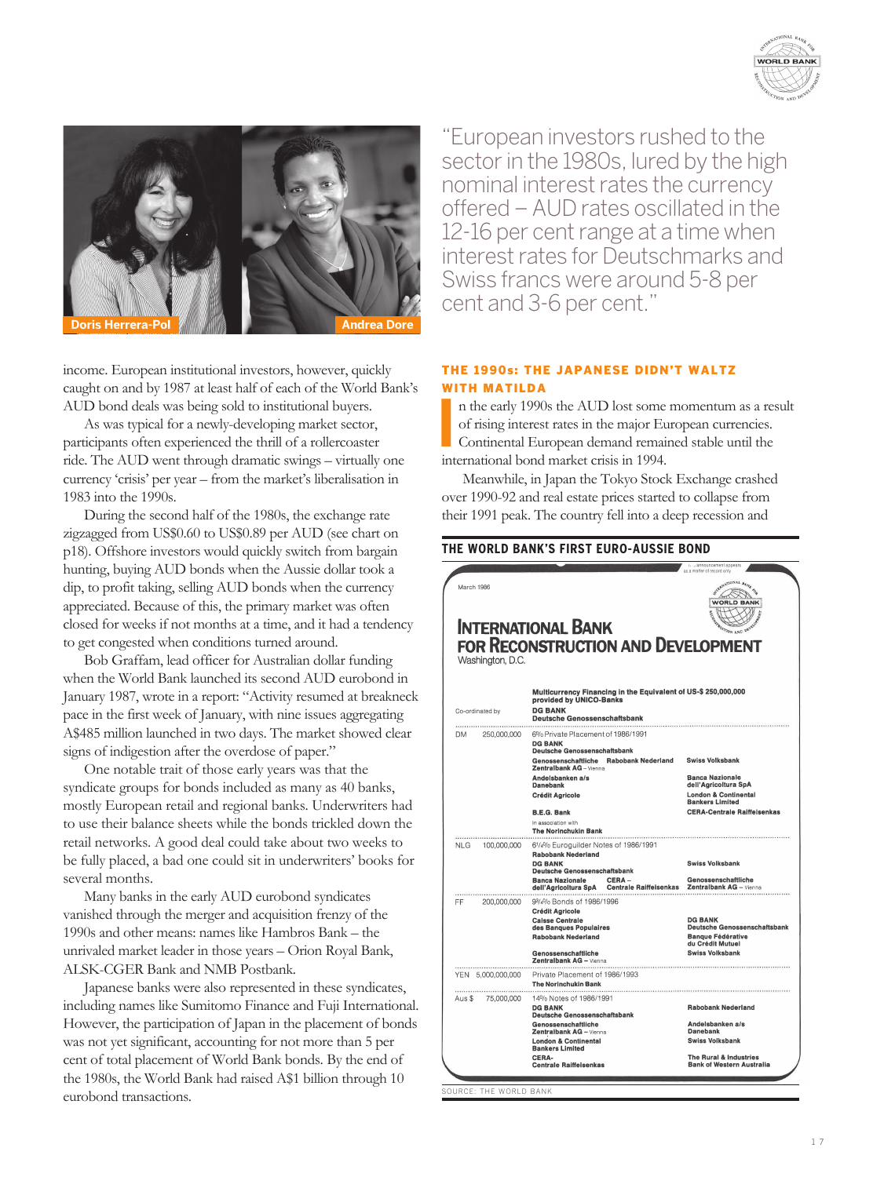Doris Herrera-Pol

Andrea Dore

> "European investors rushed to the sector in the 1980s, lured by the high nominal interest rates the currency offered – AUD rates oscillated in the 12-16 per cent range at a time when interest rates for Deutschmarks and Swiss francs were around 5-8 per cent and 3-6 per cent."

income. European institutional investors, however, quickly caught on and by 1987 at least half of each of the World Bank's AUD bond deals was being sold to institutional buyers.

As was typical for a newly-developing market sector, participants often experienced the thrill of a rollercoaster ride. The AUD went through dramatic swings – virtually one currency 'crisis' per year – from the market's liberalisation in 1983 into the 1990s.

During the second half of the 1980s, the exchange rate zigzagged from US$0.60 to US$0.89 per AUD (see chart on p18). Offshore investors would quickly switch from bargain hunting, buying AUD bonds when the Aussie dollar took a dip, to profit taking, selling AUD bonds when the currency appreciated. Because of this, the primary market was often closed for weeks if not months at a time, and it had a tendency to get congested when conditions turned around.

Bob Graffam, lead officer for Australian dollar funding when the World Bank launched its second AUD eurobond in January 1987, wrote in a report: "Activity resumed at breakneck pace in the first week of January, with nine issues aggregating A$485 million launched in two days. The market showed clear signs of indigestion after the overdose of paper."

One notable trait of those early years was that the syndicate groups for bonds included as many as 40 banks, mostly European retail and regional banks. Underwriters had to use their balance sheets while the bonds trickled down the retail networks. A good deal could take about two weeks to be fully placed, a bad one could sit in underwriters' books for several months.

Many banks in the early AUD eurobond syndicates vanished through the merger and acquisition frenzy of the 1990s and other means: names like Hambros Bank – the unrivaled market leader in those years – Orion Royal Bank, ALSK-CGER Bank and NMB Postbank.

Japanese banks were also represented in these syndicates, including names like Sumitomo Finance and Fuji International. However, the participation of Japan in the placement of bonds was not yet significant, accounting for not more than 5 per cent of total placement of World Bank bonds. By the end of the 1980s, the World Bank had raised A$1 billion through 10 eurobond transactions.

## THE 1990s: THE JAPANESE DIDN'T WALTZ WITH MATILDA

In the early 1990s the AUD lost some momentum as a result of rising interest rates in the major European currencies. Continental European demand remained stable until the international bond market crisis in 1994.

Meanwhile, in Japan the Tokyo Stock Exchange crashed over 1990-92 and real estate prices started to collapse from their 1991 peak. The country fell into a deep recession and

### THE WORLD BANK'S FIRST EURO-AUSSIE BOND

This announcement appears as a matter of record only

March 1986

**INTERNATIONAL BANK FOR RECONSTRUCTION AND DEVELOPMENT**
Washington, D.C.

| | | | |
|---|---|---|---|
| Co-ordinated by | | **Multicurrency Financing in the Equivalent of US-$ 250,000,000 provided by UNICO-Banks**<br>**DG BANK Deutsche Genossenschaftsbank** | |
| DM | 250,000,000 | 6% Private Placement of 1986/1991<br>**DG BANK Deutsche Genossenschaftsbank**<br>**Genossenschaftliche Zentralbank AG** – Vienna · **Rabobank Nederland**<br>**Andelsbanken a/s Danebank**<br>**Crédit Agricole**<br>**B.E.G. Bank**<br>in association with<br>**The Norinchukin Bank** | **Swiss Volksbank**<br>**Banca Nazionale dell'Agricoltura SpA**<br>**London & Continental Bankers Limited**<br>**CERA-Centrale Raiffeisenkas** |
| NLG | 100,000,000 | 6¼% Euroguilder Notes of 1986/1991<br>**Rabobank Nederland**<br>**DG BANK Deutsche Genossenschaftsbank**<br>**Banca Nazionale dell'Agricoltura SpA** · **CERA – Centrale Raiffeisenkas** | **Swiss Volksbank**<br>**Genossenschaftliche Zentralbank AG** – Vienna |
| FF | 200,000,000 | 9¾% Bonds of 1986/1996<br>**Crédit Agricole**<br>**Caisse Centrale des Banques Populaires**<br>**Rabobank Nederland**<br>**Genossenschaftliche Zentralbank AG** – Vienna | **DG BANK Deutsche Genossenschaftsbank**<br>**Banque Fédérative du Crédit Mutuel**<br>**Swiss Volksbank** |
| YEN | 5,000,000,000 | Private Placement of 1986/1993<br>**The Norinchukin Bank** | |
| Aus $ | 75,000,000 | 14% Notes of 1986/1991<br>**DG BANK Deutsche Genossenschaftsbank**<br>**Genossenschaftliche Zentralbank AG** – Vienna<br>**London & Continental Bankers Limited**<br>**CERA-Centrale Raiffeisenkas** | **Rabobank Nederland**<br>**Andelsbanken a/s Danebank**<br>**Swiss Volksbank**<br>**The Rural & Industries Bank of Western Australia** |

SOURCE: THE WORLD BANK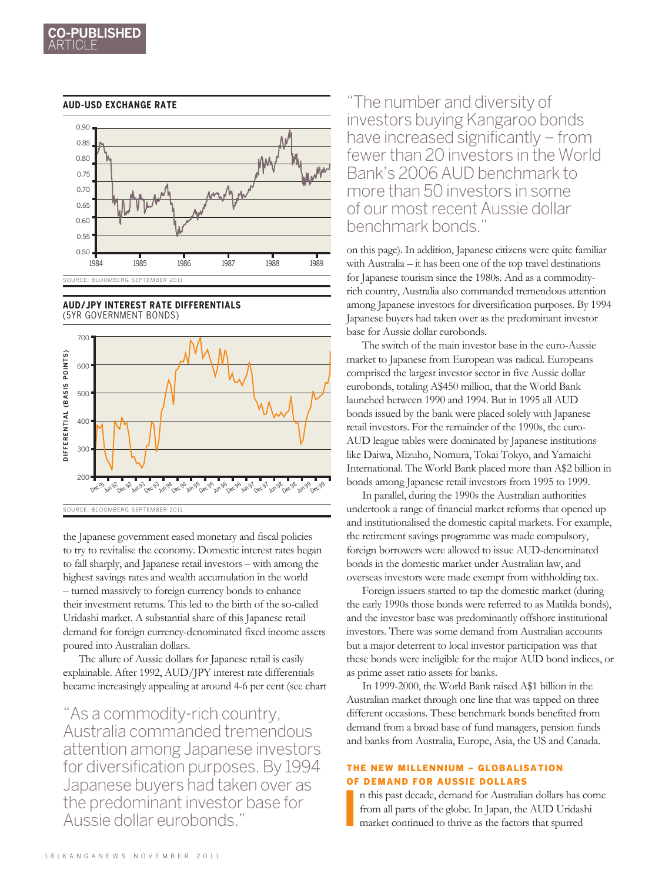**AUD-USD EXCHANGE RATE**

SOURCE: BLOOMBERG SEPTEMBER 2011

**AUD/JPY INTEREST RATE DIFFERENTIALS**
(5YR GOVERNMENT BONDS)

SOURCE: BLOOMBERG SEPTEMBER 2011

the Japanese government eased monetary and fiscal policies to try to revitalise the economy. Domestic interest rates began to fall sharply, and Japanese retail investors – with among the highest savings rates and wealth accumulation in the world – turned massively to foreign currency bonds to enhance their investment returns. This led to the birth of the so-called Uridashi market. A substantial share of this Japanese retail demand for foreign currency-denominated fixed income assets poured into Australian dollars.

The allure of Aussie dollars for Japanese retail is easily explainable. After 1992, AUD/JPY interest rate differentials became increasingly appealing at around 4-6 per cent (see chart on this page). In addition, Japanese citizens were quite familiar with Australia – it has been one of the top travel destinations for Japanese tourism since the 1980s. And as a commodity-rich country, Australia also commanded tremendous attention among Japanese investors for diversification purposes. By 1994 Japanese buyers had taken over as the predominant investor base for Aussie dollar eurobonds.

> "As a commodity-rich country, Australia commanded tremendous attention among Japanese investors for diversification purposes. By 1994 Japanese buyers had taken over as the predominant investor base for Aussie dollar eurobonds."

> "The number and diversity of investors buying Kangaroo bonds have increased significantly – from fewer than 20 investors in the World Bank's 2006 AUD benchmark to more than 50 investors in some of our most recent Aussie dollar benchmark bonds."

The switch of the main investor base in the euro-Aussie market to Japanese from European was radical. Europeans comprised the largest investor sector in five Aussie dollar eurobonds, totaling A$450 million, that the World Bank launched between 1990 and 1994. But in 1995 all AUD bonds issued by the bank were placed solely with Japanese retail investors. For the remainder of the 1990s, the euro-AUD league tables were dominated by Japanese institutions like Daiwa, Mizuho, Nomura, Tokai Tokyo, and Yamaichi International. The World Bank placed more than A$2 billion in bonds among Japanese retail investors from 1995 to 1999.

In parallel, during the 1990s the Australian authorities undertook a range of financial market reforms that opened up and institutionalised the domestic capital markets. For example, the retirement savings programme was made compulsory, foreign borrowers were allowed to issue AUD-denominated bonds in the domestic market under Australian law, and overseas investors were made exempt from withholding tax.

Foreign issuers started to tap the domestic market (during the early 1990s those bonds were referred to as Matilda bonds), and the investor base was predominantly offshore institutional investors. There was some demand from Australian accounts but a major deterrent to local investor participation was that these bonds were ineligible for the major AUD bond indices, or as prime asset ratio assets for banks.

In 1999-2000, the World Bank raised A$1 billion in the Australian market through one line that was tapped on three different occasions. These benchmark bonds benefited from demand from a broad base of fund managers, pension funds and banks from Australia, Europe, Asia, the US and Canada.

## THE NEW MILLENNIUM – GLOBALISATION OF DEMAND FOR AUSSIE DOLLARS

In this past decade, demand for Australian dollars has come from all parts of the globe. In Japan, the AUD Uridashi market continued to thrive as the factors that spurred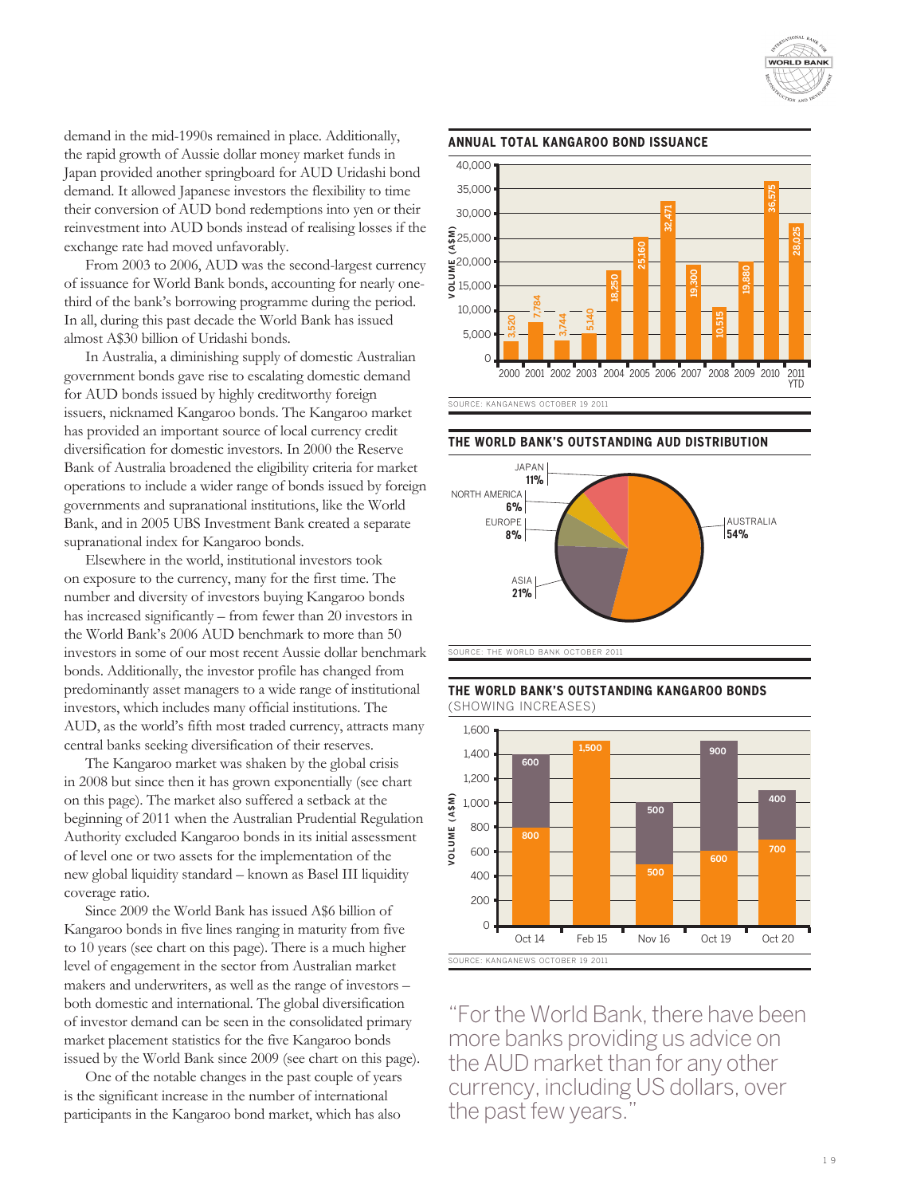demand in the mid-1990s remained in place. Additionally, the rapid growth of Aussie dollar money market funds in Japan provided another springboard for AUD Uridashi bond demand. It allowed Japanese investors the flexibility to time their conversion of AUD bond redemptions into yen or their reinvestment into AUD bonds instead of realising losses if the exchange rate had moved unfavorably.

From 2003 to 2006, AUD was the second-largest currency of issuance for World Bank bonds, accounting for nearly one-third of the bank's borrowing programme during the period. In all, during this past decade the World Bank has issued almost A$30 billion of Uridashi bonds.

In Australia, a diminishing supply of domestic Australian government bonds gave rise to escalating domestic demand for AUD bonds issued by highly creditworthy foreign issuers, nicknamed Kangaroo bonds. The Kangaroo market has provided an important source of local currency credit diversification for domestic investors. In 2000 the Reserve Bank of Australia broadened the eligibility criteria for market operations to include a wider range of bonds issued by foreign governments and supranational institutions, like the World Bank, and in 2005 UBS Investment Bank created a separate supranational index for Kangaroo bonds.

Elsewhere in the world, institutional investors took on exposure to the currency, many for the first time. The number and diversity of investors buying Kangaroo bonds has increased significantly – from fewer than 20 investors in the World Bank's 2006 AUD benchmark to more than 50 investors in some of our most recent Aussie dollar benchmark bonds. Additionally, the investor profile has changed from predominantly asset managers to a wide range of institutional investors, which includes many official institutions. The AUD, as the world's fifth most traded currency, attracts many central banks seeking diversification of their reserves.

The Kangaroo market was shaken by the global crisis in 2008 but since then it has grown exponentially (see chart on this page). The market also suffered a setback at the beginning of 2011 when the Australian Prudential Regulation Authority excluded Kangaroo bonds in its initial assessment of level one or two assets for the implementation of the new global liquidity standard – known as Basel III liquidity coverage ratio.

Since 2009 the World Bank has issued A$6 billion of Kangaroo bonds in five lines ranging in maturity from five to 10 years (see chart on this page). There is a much higher level of engagement in the sector from Australian market makers and underwriters, as well as the range of investors – both domestic and international. The global diversification of investor demand can be seen in the consolidated primary market placement statistics for the five Kangaroo bonds issued by the World Bank since 2009 (see chart on this page).

One of the notable changes in the past couple of years is the significant increase in the number of international participants in the Kangaroo bond market, which has also

### ANNUAL TOTAL KANGAROO BOND ISSUANCE

| Year | Volume (A$M) |
|---|---|
| 2000 | 3,520 |
| 2001 | 7,784 |
| 2002 | 3,744 |
| 2003 | 5,140 |
| 2004 | 18,250 |
| 2005 | 25,160 |
| 2006 | 32,471 |
| 2007 | 19,300 |
| 2008 | 10,515 |
| 2009 | 19,880 |
| 2010 | 36,575 |
| 2011 YTD | 28,025 |

SOURCE: KANGANEWS OCTOBER 19 2011

### THE WORLD BANK'S OUTSTANDING AUD DISTRIBUTION

| Region | Share |
|---|---|
| Australia | 54% |
| Asia | 21% |
| Japan | 11% |
| Europe | 8% |
| North America | 6% |

SOURCE: THE WORLD BANK OCTOBER 2011

### THE WORLD BANK'S OUTSTANDING KANGAROO BONDS (SHOWING INCREASES)

| Maturity | Initial (A$M) | Increase (A$M) |
|---|---|---|
| Oct 14 | 800 | 600 |
| Feb 15 | 1,500 | |
| Nov 16 | 500 | 500 |
| Oct 19 | 600 | 900 |
| Oct 20 | 700 | 400 |

SOURCE: KANGANEWS OCTOBER 19 2011

"For the World Bank, there have been more banks providing us advice on the AUD market than for any other currency, including US dollars, over the past few years."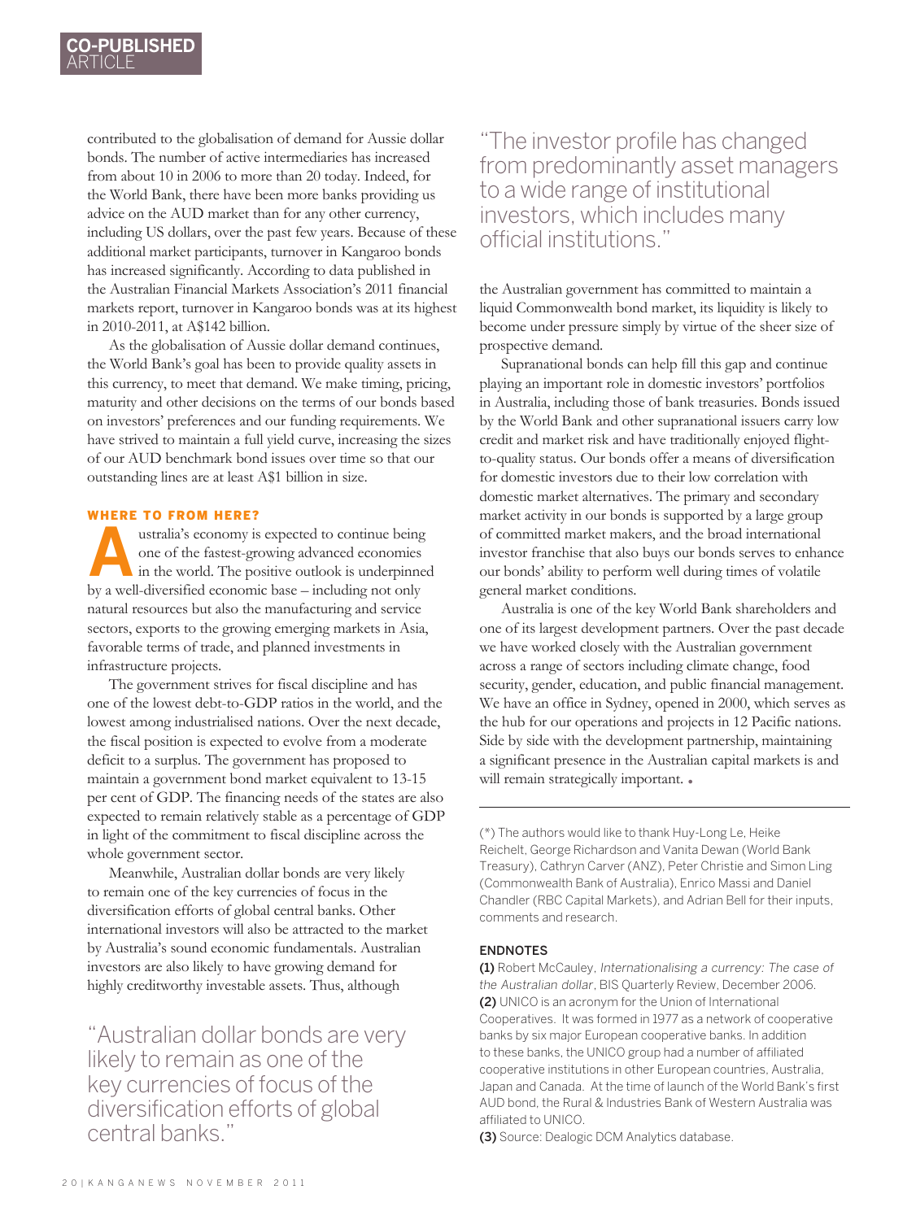contributed to the globalisation of demand for Aussie dollar bonds. The number of active intermediaries has increased from about 10 in 2006 to more than 20 today. Indeed, for the World Bank, there have been more banks providing us advice on the AUD market than for any other currency, including US dollars, over the past few years. Because of these additional market participants, turnover in Kangaroo bonds has increased significantly. According to data published in the Australian Financial Markets Association's 2011 financial markets report, turnover in Kangaroo bonds was at its highest in 2010-2011, at A$142 billion.

As the globalisation of Aussie dollar demand continues, the World Bank's goal has been to provide quality assets in this currency, to meet that demand. We make timing, pricing, maturity and other decisions on the terms of our bonds based on investors' preferences and our funding requirements. We have strived to maintain a full yield curve, increasing the sizes of our AUD benchmark bond issues over time so that our outstanding lines are at least A$1 billion in size.

## WHERE TO FROM HERE?

Australia's economy is expected to continue being one of the fastest-growing advanced economies in the world. The positive outlook is underpinned by a well-diversified economic base – including not only natural resources but also the manufacturing and service sectors, exports to the growing emerging markets in Asia, favorable terms of trade, and planned investments in infrastructure projects.

The government strives for fiscal discipline and has one of the lowest debt-to-GDP ratios in the world, and the lowest among industrialised nations. Over the next decade, the fiscal position is expected to evolve from a moderate deficit to a surplus. The government has proposed to maintain a government bond market equivalent to 13-15 per cent of GDP. The financing needs of the states are also expected to remain relatively stable as a percentage of GDP in light of the commitment to fiscal discipline across the whole government sector.

Meanwhile, Australian dollar bonds are very likely to remain one of the key currencies of focus in the diversification efforts of global central banks. Other international investors will also be attracted to the market by Australia's sound economic fundamentals. Australian investors are also likely to have growing demand for highly creditworthy investable assets. Thus, although the Australian government has committed to maintain a liquid Commonwealth bond market, its liquidity is likely to become under pressure simply by virtue of the sheer size of prospective demand.

> "Australian dollar bonds are very likely to remain as one of the key currencies of focus of the diversification efforts of global central banks."

> "The investor profile has changed from predominantly asset managers to a wide range of institutional investors, which includes many official institutions."

Supranational bonds can help fill this gap and continue playing an important role in domestic investors' portfolios in Australia, including those of bank treasuries. Bonds issued by the World Bank and other supranational issuers carry low credit and market risk and have traditionally enjoyed flight-to-quality status. Our bonds offer a means of diversification for domestic investors due to their low correlation with domestic market alternatives. The primary and secondary market activity in our bonds is supported by a large group of committed market makers, and the broad international investor franchise that also buys our bonds serves to enhance our bonds' ability to perform well during times of volatile general market conditions.

Australia is one of the key World Bank shareholders and one of its largest development partners. Over the past decade we have worked closely with the Australian government across a range of sectors including climate change, food security, gender, education, and public financial management. We have an office in Sydney, opened in 2000, which serves as the hub for our operations and projects in 12 Pacific nations. Side by side with the development partnership, maintaining a significant presence in the Australian capital markets is and will remain strategically important. •

---

(*) The authors would like to thank Huy-Long Le, Heike Reichelt, George Richardson and Vanita Dewan (World Bank Treasury), Cathryn Carver (ANZ), Peter Christie and Simon Ling (Commonwealth Bank of Australia), Enrico Massi and Daniel Chandler (RBC Capital Markets), and Adrian Bell for their inputs, comments and research.

### ENDNOTES

**(1)** Robert McCauley, *Internationalising a currency: The case of the Australian dollar*, BIS Quarterly Review, December 2006.

**(2)** UNICO is an acronym for the Union of International Cooperatives. It was formed in 1977 as a network of cooperative banks by six major European cooperative banks. In addition to these banks, the UNICO group had a number of affiliated cooperative institutions in other European countries, Australia, Japan and Canada. At the time of launch of the World Bank's first AUD bond, the Rural & Industries Bank of Western Australia was affiliated to UNICO.

**(3)** Source: Dealogic DCM Analytics database.